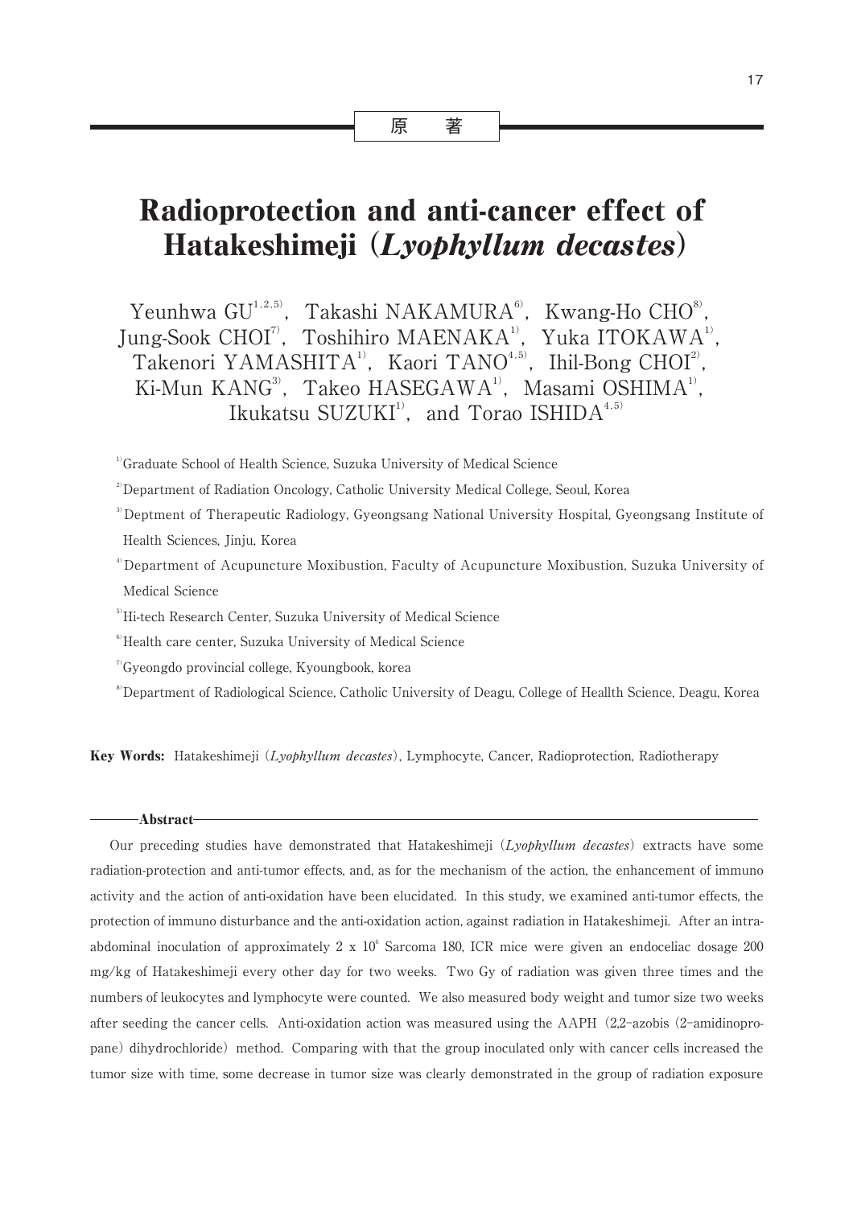原　著

# Radioprotection and anti-cancer effect of Hatakeshimeji (*Lyophyllum decastes*)

Yeunhwa GU[1,2,5], Takashi NAKAMURA[6], Kwang-Ho CHO[8], Jung-Sook CHOI[7], Toshihiro MAENAKA[1], Yuka ITOKAWA[1], Takenori YAMASHITA[1], Kaori TANO[4,5], Ihil-Bong CHOI[2], Ki-Mun KANG[3], Takeo HASEGAWA[1], Masami OSHIMA[1], Ikukatsu SUZUKI[1], and Torao ISHIDA[4,5]

[1]Graduate School of Health Science, Suzuka University of Medical Science

[2]Department of Radiation Oncology, Catholic University Medical College, Seoul, Korea

[3]Deptment of Therapeutic Radiology, Gyeongsang National University Hospital, Gyeongsang Institute of Health Sciences, Jinju, Korea

[4]Department of Acupuncture Moxibustion, Faculty of Acupuncture Moxibustion, Suzuka University of Medical Science

[5]Hi-tech Research Center, Suzuka University of Medical Science

[6]Health care center, Suzuka University of Medical Science

[7]Gyeongdo provincial college, Kyoungbook, korea

[8]Department of Radiological Science, Catholic University of Deagu, College of Heallth Science, Deagu, Korea

**Key Words:** Hatakeshimeji (*Lyophyllum decastes*), Lymphocyte, Cancer, Radioprotection, Radiotherapy

## Abstract

Our preceding studies have demonstrated that Hatakeshimeji (*Lyophyllum decastes*) extracts have some radiation-protection and anti-tumor effects, and, as for the mechanism of the action, the enhancement of immuno activity and the action of anti-oxidation have been elucidated. In this study, we examined anti-tumor effects, the protection of immuno disturbance and the anti-oxidation action, against radiation in Hatakeshimeji. After an intra-abdominal inoculation of approximately 2 x $10^6$ Sarcoma 180, ICR mice were given an endoceliac dosage 200 mg/kg of Hatakeshimeji every other day for two weeks. Two Gy of radiation was given three times and the numbers of leukocytes and lymphocyte were counted. We also measured body weight and tumor size two weeks after seeding the cancer cells. Anti-oxidation action was measured using the AAPH (2,2-azobis (2-amidinopropane) dihydrochloride) method. Comparing with that the group inoculated only with cancer cells increased the tumor size with time, some decrease in tumor size was clearly demonstrated in the group of radiation exposure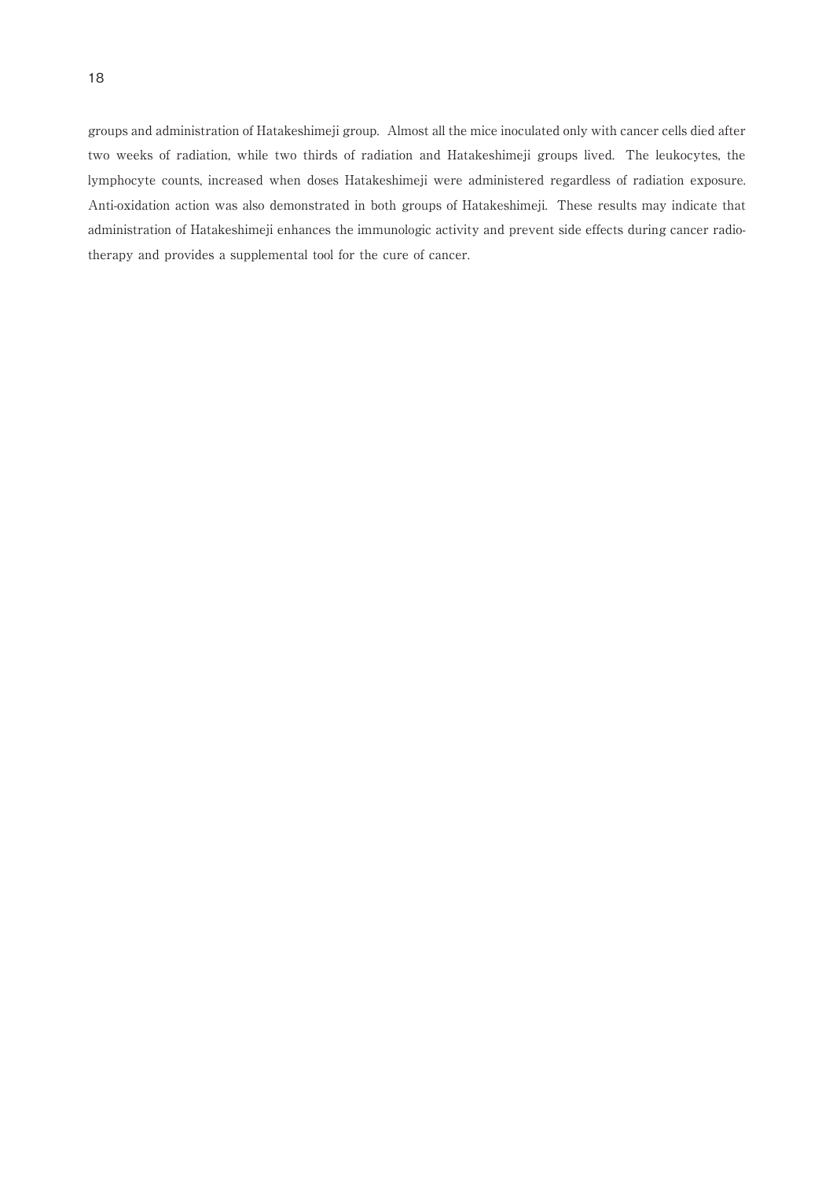groups and administration of Hatakeshimeji group. Almost all the mice inoculated only with cancer cells died after two weeks of radiation, while two thirds of radiation and Hatakeshimeji groups lived. The leukocytes, the lymphocyte counts, increased when doses Hatakeshimeji were administered regardless of radiation exposure. Anti-oxidation action was also demonstrated in both groups of Hatakeshimeji. These results may indicate that administration of Hatakeshimeji enhances the immunologic activity and prevent side effects during cancer radiotherapy and provides a supplemental tool for the cure of cancer.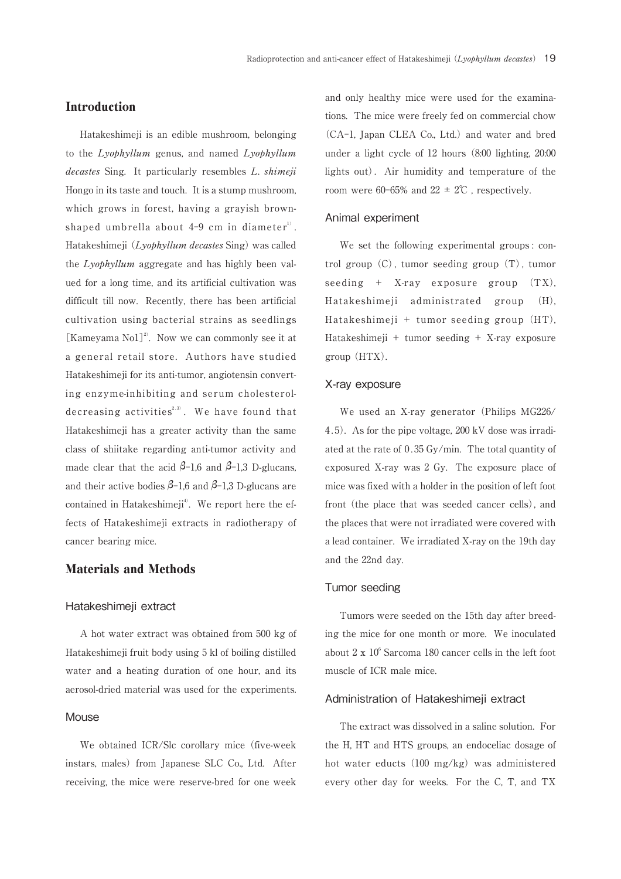## Introduction

Hatakeshimeji is an edible mushroom, belonging to the *Lyophyllum* genus, and named *Lyophyllum decastes* Sing. It particularly resembles *L. shimeji* Hongo in its taste and touch. It is a stump mushroom, which grows in forest, having a grayish brown-shaped umbrella about 4-9 cm in diameter[1]. Hatakeshimeji (*Lyophyllum decastes* Sing) was called the *Lyophyllum* aggregate and has highly been valued for a long time, and its artificial cultivation was difficult till now. Recently, there has been artificial cultivation using bacterial strains as seedlings [Kameyama No1][2]. Now we can commonly see it at a general retail store. Authors have studied Hatakeshimeji for its anti-tumor, angiotensin converting enzyme-inhibiting and serum cholesterol-decreasing activities[2,3]. We have found that Hatakeshimeji has a greater activity than the same class of shiitake regarding anti-tumor activity and made clear that the acid β-1,6 and β-1,3 D-glucans, and their active bodies β-1,6 and β-1,3 D-glucans are contained in Hatakeshimeji[4]. We report here the effects of Hatakeshimeji extracts in radiotherapy of cancer bearing mice.

## Materials and Methods

### Hatakeshimeji extract

A hot water extract was obtained from 500 kg of Hatakeshimeji fruit body using 5 kl of boiling distilled water and a heating duration of one hour, and its aerosol-dried material was used for the experiments.

### Mouse

We obtained ICR/Slc corollary mice (five-week instars, males) from Japanese SLC Co., Ltd. After receiving, the mice were reserve-bred for one week and only healthy mice were used for the examinations. The mice were freely fed on commercial chow (CA-1, Japan CLEA Co., Ltd.) and water and bred under a light cycle of 12 hours (8:00 lighting, 20:00 lights out). Air humidity and temperature of the room were 60-65% and 22 ± 2℃, respectively.

### Animal experiment

We set the following experimental groups: control group (C), tumor seeding group (T), tumor seeding + X-ray exposure group (TX), Hatakeshimeji administrated group (H), Hatakeshimeji + tumor seeding group (HT), Hatakeshimeji + tumor seeding + X-ray exposure group (HTX).

### X-ray exposure

We used an X-ray generator (Philips MG226/4.5). As for the pipe voltage, 200 kV dose was irradiated at the rate of 0.35 Gy/min. The total quantity of exposured X-ray was 2 Gy. The exposure place of mice was fixed with a holder in the position of left foot front (the place that was seeded cancer cells), and the places that were not irradiated were covered with a lead container. We irradiated X-ray on the 19th day and the 22nd day.

### Tumor seeding

Tumors were seeded on the 15th day after breeding the mice for one month or more. We inoculated about $2 \times 10^6$ Sarcoma 180 cancer cells in the left foot muscle of ICR male mice.

### Administration of Hatakeshimeji extract

The extract was dissolved in a saline solution. For the H, HT and HTS groups, an endoceliac dosage of hot water educts (100 mg/kg) was administered every other day for weeks. For the C, T, and TX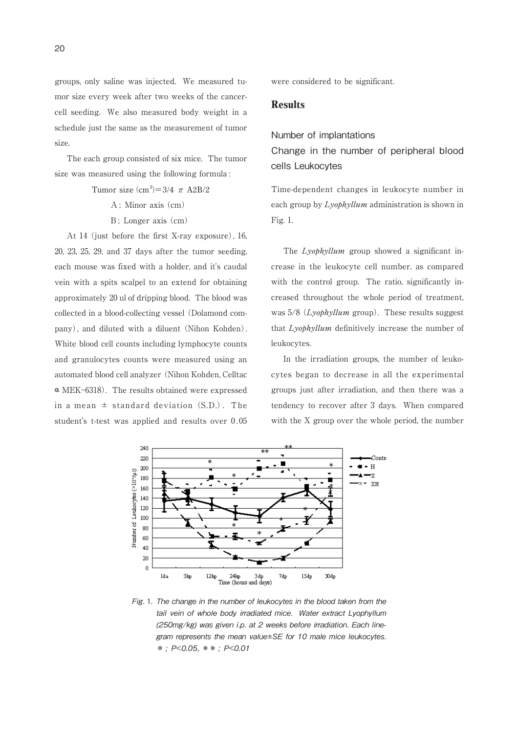groups, only saline was injected. We measured tumor size every week after two weeks of the cancer-cell seeding. We also measured body weight in a schedule just the same as the measurement of tumor size.

The each group consisted of six mice. The tumor size was measured using the following formula:

$$\text{Tumor size } (cm^3) = 3/4\ \pi\ A2B/2$$

A; Minor axis (cm)

B; Longer axis (cm)

At 14 (just before the first X-ray exposure), 16, 20, 23, 25, 29, and 37 days after the tumor seeding, each mouse was fixed with a holder, and it's caudal vein with a spits scalpel to an extend for obtaining approximately 20 ul of dripping blood. The blood was collected in a blood-collecting vessel (Dolamond company), and diluted with a diluent (Nihon Kohden). White blood cell counts including lymphocyte counts and granulocytes counts were measured using an automated blood cell analyzer (Nihon Kohden, Celltac α MEK-6318). The results obtained were expressed in a mean ± standard deviation (S.D.). The student's t-test was applied and results over 0.05 were considered to be significant.

## Results

### Number of implantations

### Change in the number of peripheral blood cells Leukocytes

Time-dependent changes in leukocyte number in each group by *Lyophyllum* administration is shown in Fig. 1.

The *Lyophyllum* group showed a significant increase in the leukocyte cell number, as compared with the control group. The ratio, significantly increased throughout the whole period of treatment, was 5/8 (*Lyophyllum* group). These results suggest that *Lyophyllum* definitively increase the number of leukocytes.

In the irradiation groups, the number of leukocytes began to decrease in all the experimental groups just after irradiation, and then there was a tendency to recover after 3 days. When compared with the X group over the whole period, the number

*Fig. 1. The change in the number of leukocytes in the blood taken from the tail vein of whole body irradiated mice. Water extract Lyophyllum (250mg/kg) was given i.p. at 2 weeks before irradiation. Each line-gram represents the mean value±SE for 10 male mice leukocytes. *; P<0.05, **; P<0.01*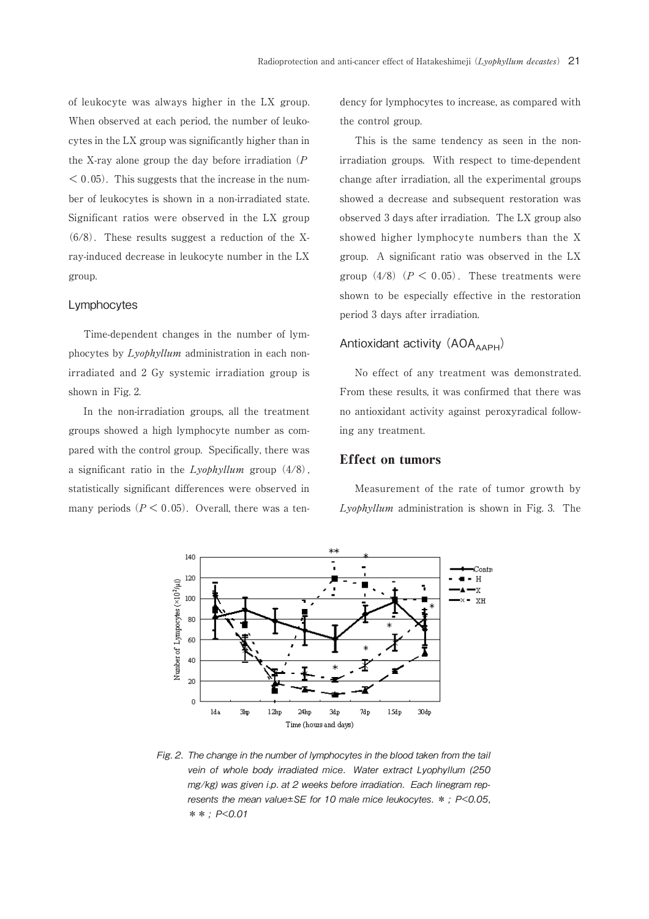of leukocyte was always higher in the LX group. When observed at each period, the number of leukocytes in the LX group was significantly higher than in the X-ray alone group the day before irradiation ($P < 0.05$). This suggests that the increase in the number of leukocytes is shown in a non-irradiated state. Significant ratios were observed in the LX group (6/8). These results suggest a reduction of the X-ray-induced decrease in leukocyte number in the LX group.

### Lymphocytes

Time-dependent changes in the number of lymphocytes by *Lyophyllum* administration in each non-irradiated and 2 Gy systemic irradiation group is shown in Fig. 2.

In the non-irradiation groups, all the treatment groups showed a high lymphocyte number as compared with the control group. Specifically, there was a significant ratio in the *Lyophyllum* group (4/8), statistically significant differences were observed in many periods ($P < 0.05$). Overall, there was a tendency for lymphocytes to increase, as compared with the control group.

This is the same tendency as seen in the non-irradiation groups. With respect to time-dependent change after irradiation, all the experimental groups showed a decrease and subsequent restoration was observed 3 days after irradiation. The LX group also showed higher lymphocyte numbers than the X group. A significant ratio was observed in the LX group (4/8) ($P < 0.05$). These treatments were shown to be especially effective in the restoration period 3 days after irradiation.

### Antioxidant activity ($AOA_{AAPH}$)

No effect of any treatment was demonstrated. From these results, it was confirmed that there was no antioxidant activity against peroxyradical following any treatment.

## Effect on tumors

Measurement of the rate of tumor growth by *Lyophyllum* administration is shown in Fig. 3. The

Number of Lympocytes (×10²/μl)

140
120
100
80
60
40
20
0

1da 3hp 12hp 24hp 3dp 7dp 15dp 30dp

Time (hours and days)

Contr
H
X
XH

** * * * * * *

*Fig. 2. The change in the number of lymphocytes in the blood taken from the tail vein of whole body irradiated mice. Water extract Lyophyllum (250 mg/kg) was given i.p. at 2 weeks before irradiation. Each linegram represents the mean value±SE for 10 male mice leukocytes. * ; P<0.05, ** ; P<0.01*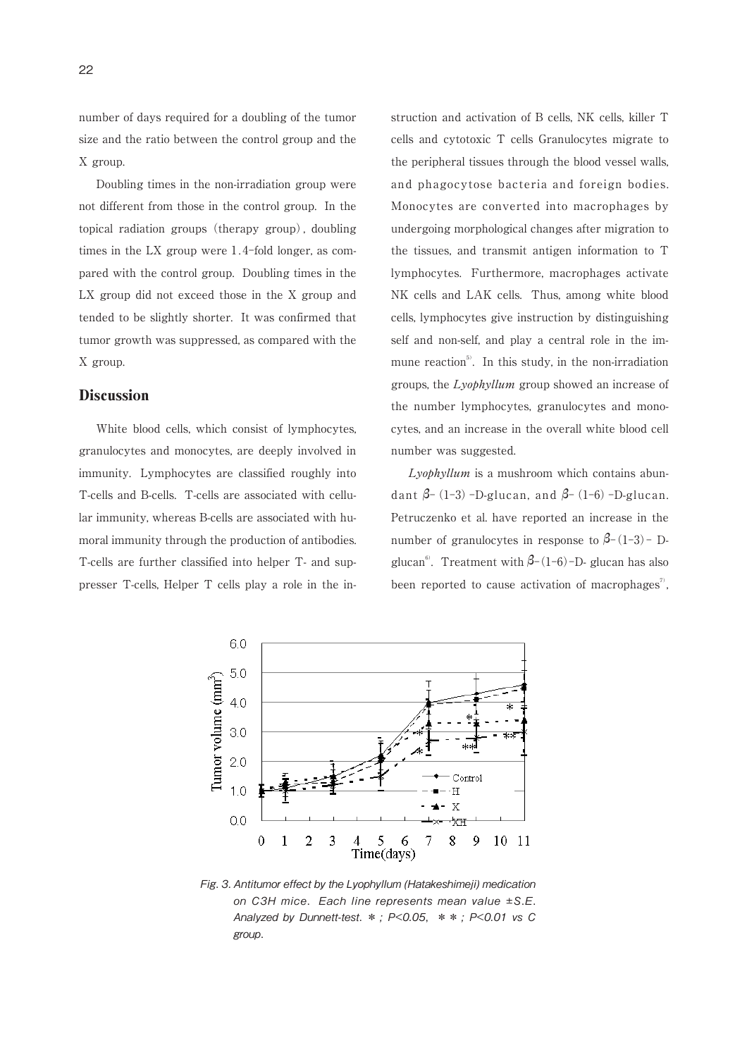number of days required for a doubling of the tumor size and the ratio between the control group and the X group.

Doubling times in the non-irradiation group were not different from those in the control group. In the topical radiation groups (therapy group), doubling times in the LX group were 1.4-fold longer, as compared with the control group. Doubling times in the LX group did not exceed those in the X group and tended to be slightly shorter. It was confirmed that tumor growth was suppressed, as compared with the X group.

## Discussion

White blood cells, which consist of lymphocytes, granulocytes and monocytes, are deeply involved in immunity. Lymphocytes are classified roughly into T-cells and B-cells. T-cells are associated with cellular immunity, whereas B-cells are associated with humoral immunity through the production of antibodies. T-cells are further classified into helper T- and suppresser T-cells, Helper T cells play a role in the instruction and activation of B cells, NK cells, killer T cells and cytotoxic T cells Granulocytes migrate to the peripheral tissues through the blood vessel walls, and phagocytose bacteria and foreign bodies. Monocytes are converted into macrophages by undergoing morphological changes after migration to the tissues, and transmit antigen information to T lymphocytes. Furthermore, macrophages activate NK cells and LAK cells. Thus, among white blood cells, lymphocytes give instruction by distinguishing self and non-self, and play a central role in the immune reaction[5]. In this study, in the non-irradiation groups, the *Lyophyllum* group showed an increase of the number lymphocytes, granulocytes and monocytes, and an increase in the overall white blood cell number was suggested.

*Lyophyllum* is a mushroom which contains abundant β-(1-3)-D-glucan, and β-(1-6)-D-glucan. Petruczenko et al. have reported an increase in the number of granulocytes in response to β-(1-3)-D-glucan[6]. Treatment with β-(1-6)-D- glucan has also been reported to cause activation of macrophages[7],

Tumor volume (mm$^3$)
6.0
5.0
4.0
3.0
2.0
1.0
0.0
0 1 2 3 4 5 6 7 8 9 10 11
Time(days)
Control
H
X
XH
*
*
*
*
**
**

*Fig. 3. Antitumor effect by the Lyophyllum (Hatakeshimeji) medication on C3H mice. Each line represents mean value ±S.E. Analyzed by Dunnett-test. * ; P<0.05, ** ; P<0.01 vs C group.*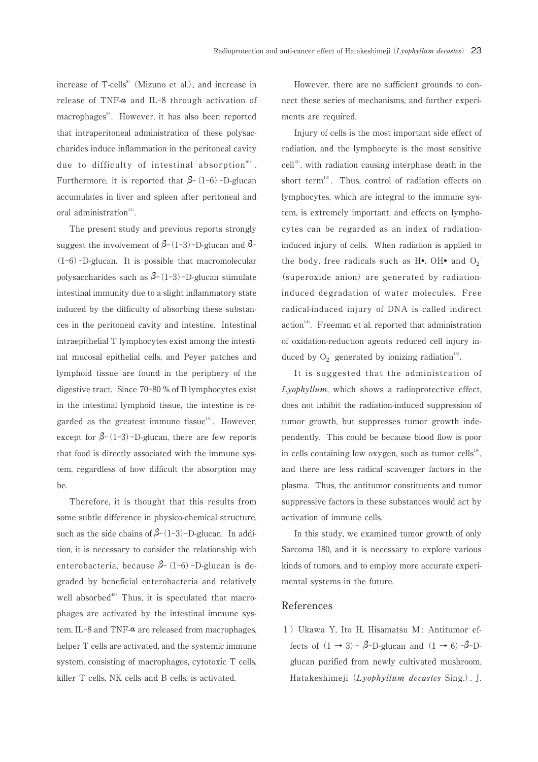increase of T-cells[8] (Mizuno et al.), and increase in release of TNF-$\alpha$ and IL-8 through activation of macrophages[9]. However, it has also been reported that intraperitoneal administration of these polysaccharides induce inflammation in the peritoneal cavity due to difficulty of intestinal absorption[10]. Furthermore, it is reported that $\beta$-(1-6)-D-glucan accumulates in liver and spleen after peritoneal and oral administration[11].

The present study and previous reports strongly suggest the involvement of $\beta$-(1-3)-D-glucan and $\beta$-(1-6)-D-glucan. It is possible that macromolecular polysaccharides such as $\beta$-(1-3)-D-glucan stimulate intestinal immunity due to a slight inflammatory state induced by the difficulty of absorbing these substances in the peritoneal cavity and intestine. Intestinal intraepithelial T lymphocytes exist among the intestinal mucosal epithelial cells, and Peyer patches and lymphoid tissue are found in the periphery of the digestive tract. Since 70-80 % of B lymphocytes exist in the intestinal lymphoid tissue, the intestine is regarded as the greatest immune tissue[14]. However, except for $\beta$-(1-3)-D-glucan, there are few reports that food is directly associated with the immune system, regardless of how difficult the absorption may be.

Therefore, it is thought that this results from some subtle difference in physico-chemical structure, such as the side chains of $\beta$-(1-3)-D-glucan. In addition, it is necessary to consider the relationship with enterobacteria, because $\beta$-(1-6)-D-glucan is degraded by beneficial enterobacteria and relatively well absorbed[45] Thus, it is speculated that macrophages are activated by the intestinal immune system, IL-8 and TNF-$\alpha$ are released from macrophages, helper T cells are activated, and the systemic immune system, consisting of macrophages, cytotoxic T cells, killer T cells, NK cells and B cells, is activated.

However, there are no sufficient grounds to connect these series of mechanisms, and further experiments are required.

Injury of cells is the most important side effect of radiation, and the lymphocyte is the most sensitive cell[12], with radiation causing interphase death in the short term[13]. Thus, control of radiation effects on lymphocytes, which are integral to the immune system, is extremely important, and effects on lymphocytes can be regarded as an index of radiation-induced injury of cells. When radiation is applied to the body, free radicals such as H•, OH• and $O_2^-$ (superoxide anion) are generated by radiation-induced degradation of water molecules. Free radical-induced injury of DNA is called indirect action[14]. Freeman et al. reported that administration of oxidation-reduction agents reduced cell injury induced by $O_2^-$ generated by ionizing radiation[15].

It is suggested that the administration of *Lyophyllum*, which shows a radioprotective effect, does not inhibit the radiation-induced suppression of tumor growth, but suppresses tumor growth independently. This could be because blood flow is poor in cells containing low oxygen, such as tumor cells[16], and there are less radical scavenger factors in the plasma. Thus, the antitumor constituents and tumor suppressive factors in these substances would act by activation of immune cells.

In this study, we examined tumor growth of only Sarcoma 180, and it is necessary to explore various kinds of tumors, and to employ more accurate experimental systems in the future.

## References

1) Ukawa Y, Ito H, Hisamatsu M: Antitumor effects of (1 → 3)-$\beta$-D-glucan and (1 → 6)-$\beta$-D-glucan purified from newly cultivated mushroom, Hatakeshimeji (*Lyophyllum decastes* Sing.). J.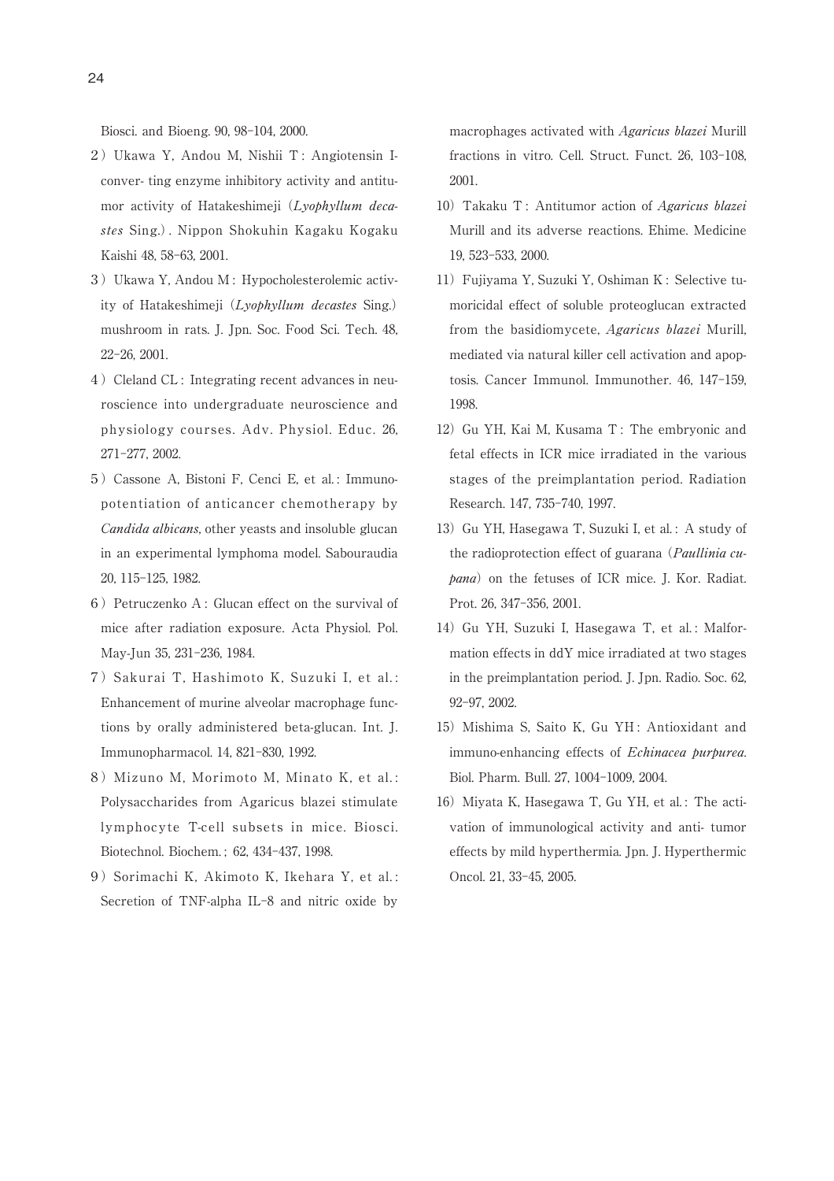Biosci. and Bioeng. 90, 98-104, 2000.

2) Ukawa Y, Andou M, Nishii T: Angiotensin I-conver- ting enzyme inhibitory activity and antitumor activity of Hatakeshimeji (*Lyophyllum decastes* Sing.). Nippon Shokuhin Kagaku Kogaku Kaishi 48, 58-63, 2001.

3) Ukawa Y, Andou M: Hypocholesterolemic activity of Hatakeshimeji (*Lyophyllum decastes* Sing.) mushroom in rats. J. Jpn. Soc. Food Sci. Tech. 48, 22-26, 2001.

4) Cleland CL: Integrating recent advances in neuroscience into undergraduate neuroscience and physiology courses. Adv. Physiol. Educ. 26, 271-277, 2002.

5) Cassone A, Bistoni F, Cenci E, et al.: Immunopotentiation of anticancer chemotherapy by *Candida albicans*, other yeasts and insoluble glucan in an experimental lymphoma model. Sabouraudia 20, 115-125, 1982.

6) Petruczenko A: Glucan effect on the survival of mice after radiation exposure. Acta Physiol. Pol. May-Jun 35, 231-236, 1984.

7) Sakurai T, Hashimoto K, Suzuki I, et al.: Enhancement of murine alveolar macrophage functions by orally administered beta-glucan. Int. J. Immunopharmacol. 14, 821-830, 1992.

8) Mizuno M, Morimoto M, Minato K, et al.: Polysaccharides from Agaricus blazei stimulate lymphocyte T-cell subsets in mice. Biosci. Biotechnol. Biochem.; 62, 434-437, 1998.

9) Sorimachi K, Akimoto K, Ikehara Y, et al.: Secretion of TNF-alpha IL-8 and nitric oxide by macrophages activated with *Agaricus blazei* Murill fractions in vitro. Cell. Struct. Funct. 26, 103-108, 2001.

10) Takaku T: Antitumor action of *Agaricus blazei* Murill and its adverse reactions. Ehime. Medicine 19, 523-533, 2000.

11) Fujiyama Y, Suzuki Y, Oshiman K: Selective tumoricidal effect of soluble proteoglucan extracted from the basidiomycete, *Agaricus blazei* Murill, mediated via natural killer cell activation and apoptosis. Cancer Immunol. Immunother. 46, 147-159, 1998.

12) Gu YH, Kai M, Kusama T: The embryonic and fetal effects in ICR mice irradiated in the various stages of the preimplantation period. Radiation Research. 147, 735-740, 1997.

13) Gu YH, Hasegawa T, Suzuki I, et al.: A study of the radioprotection effect of guarana (*Paullinia cupana*) on the fetuses of ICR mice. J. Kor. Radiat. Prot. 26, 347-356, 2001.

14) Gu YH, Suzuki I, Hasegawa T, et al.: Malformation effects in ddY mice irradiated at two stages in the preimplantation period. J. Jpn. Radio. Soc. 62, 92-97, 2002.

15) Mishima S, Saito K, Gu YH: Antioxidant and immuno-enhancing effects of *Echinacea purpurea*. Biol. Pharm. Bull. 27, 1004-1009, 2004.

16) Miyata K, Hasegawa T, Gu YH, et al.: The activation of immunological activity and anti- tumor effects by mild hyperthermia. Jpn. J. Hyperthermic Oncol. 21, 33-45, 2005.